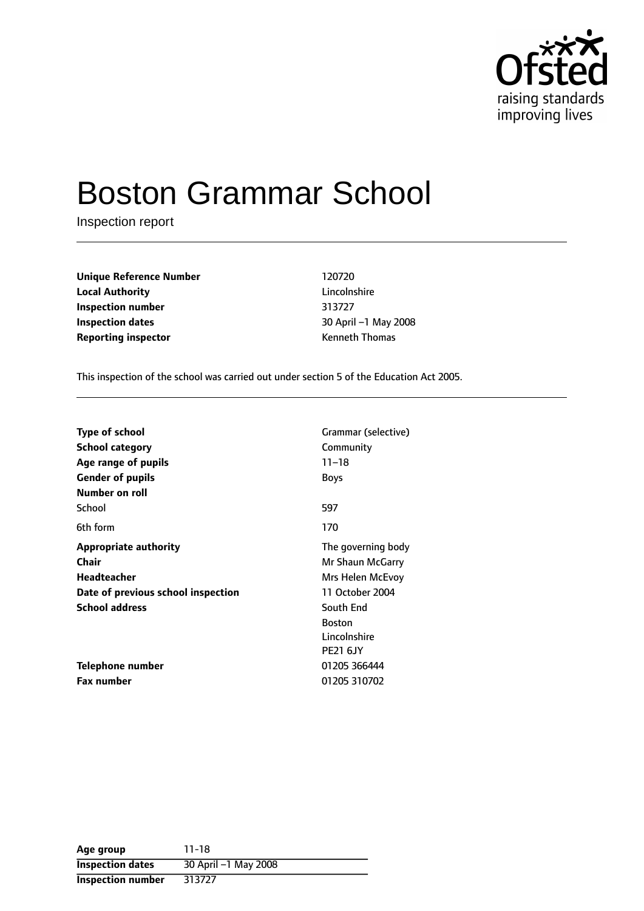# Boston Grammar School

Inspection report

| | |
|---|---|
| **Unique Reference Number** | 120720 |
| **Local Authority** | Lincolnshire |
| **Inspection number** | 313727 |
| **Inspection dates** | 30 April –1 May 2008 |
| **Reporting inspector** | Kenneth Thomas |

This inspection of the school was carried out under section 5 of the Education Act 2005.

| | |
|---|---|
| **Type of school** | Grammar (selective) |
| **School category** | Community |
| **Age range of pupils** | 11–18 |
| **Gender of pupils** | Boys |
| **Number on roll** | |
| School | 597 |
| 6th form | 170 |
| **Appropriate authority** | The governing body |
| **Chair** | Mr Shaun McGarry |
| **Headteacher** | Mrs Helen McEvoy |
| **Date of previous school inspection** | 11 October 2004 |
| **School address** | South End<br>Boston<br>Lincolnshire<br>PE21 6JY |
| **Telephone number** | 01205 366444 |
| **Fax number** | 01205 310702 |

| | |
|---|---|
| **Age group** | 11-18 |
| **Inspection dates** | 30 April –1 May 2008 |
| **Inspection number** | 313727 |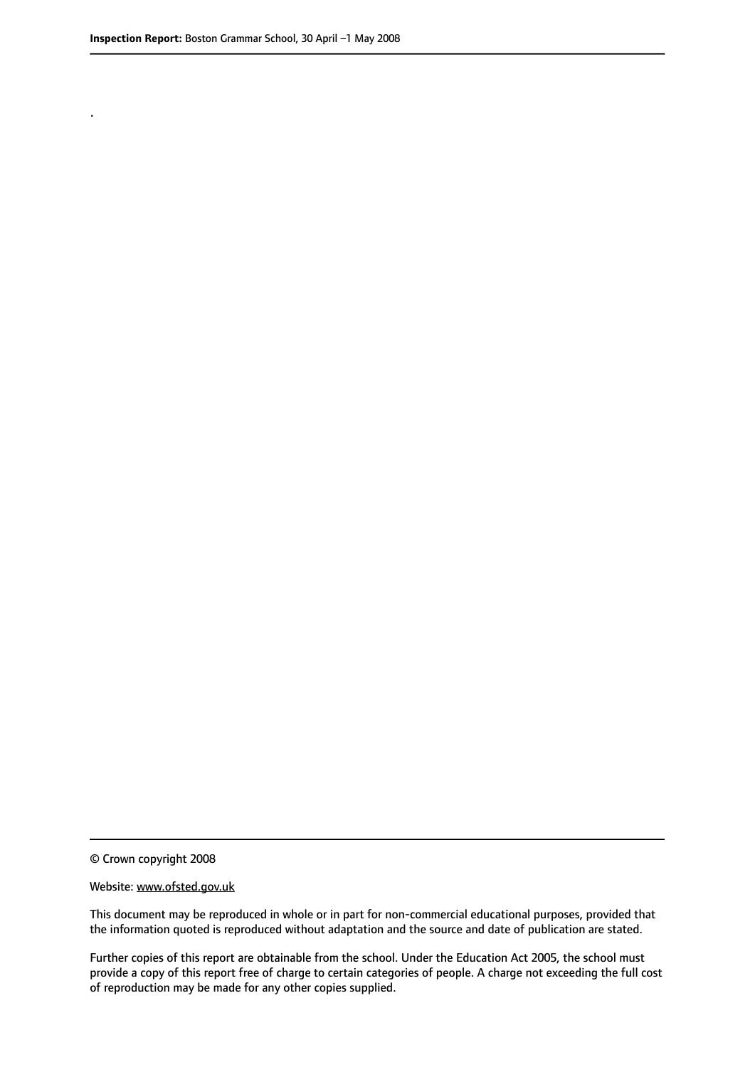.

© Crown copyright 2008

Website: www.ofsted.gov.uk

This document may be reproduced in whole or in part for non-commercial educational purposes, provided that the information quoted is reproduced without adaptation and the source and date of publication are stated.

Further copies of this report are obtainable from the school. Under the Education Act 2005, the school must provide a copy of this report free of charge to certain categories of people. A charge not exceeding the full cost of reproduction may be made for any other copies supplied.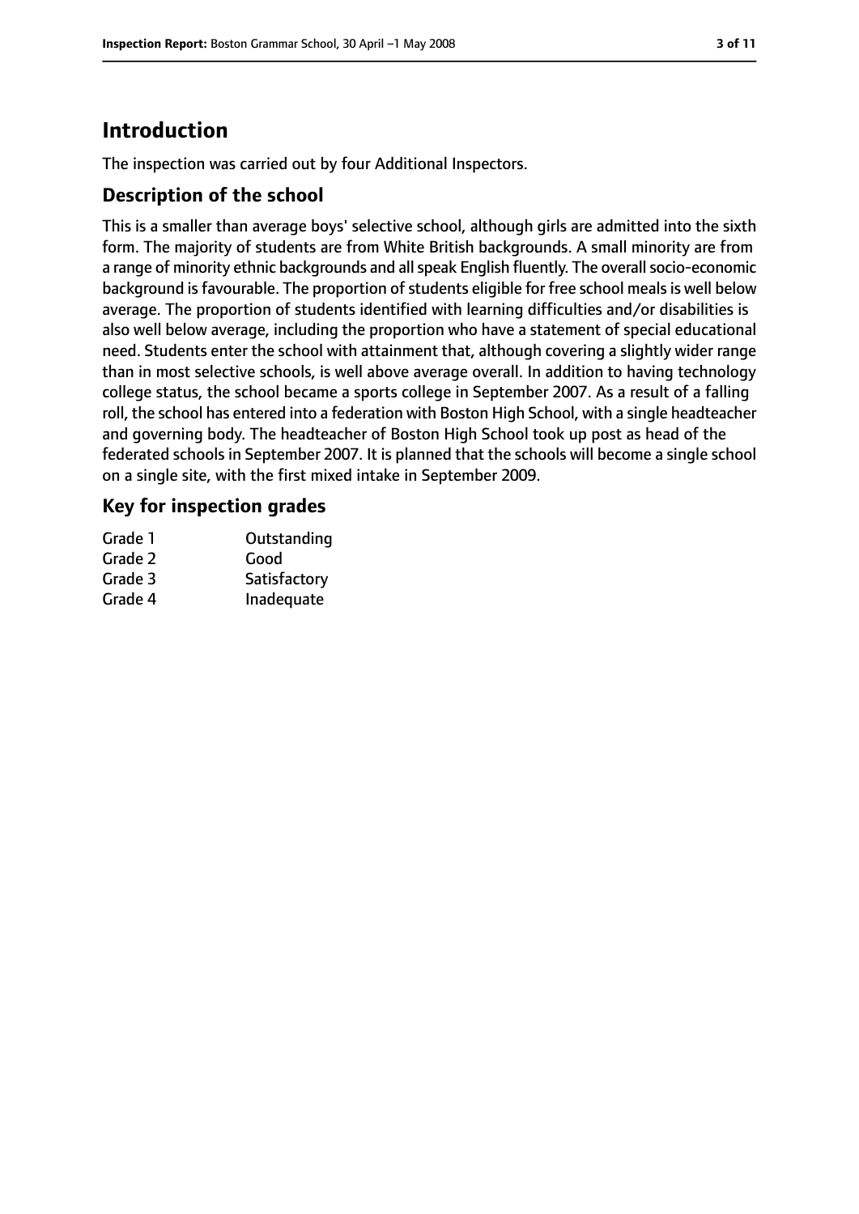## Introduction

The inspection was carried out by four Additional Inspectors.

### Description of the school

This is a smaller than average boys' selective school, although girls are admitted into the sixth form. The majority of students are from White British backgrounds. A small minority are from a range of minority ethnic backgrounds and all speak English fluently. The overall socio-economic background is favourable. The proportion of students eligible for free school meals is well below average. The proportion of students identified with learning difficulties and/or disabilities is also well below average, including the proportion who have a statement of special educational need. Students enter the school with attainment that, although covering a slightly wider range than in most selective schools, is well above average overall. In addition to having technology college status, the school became a sports college in September 2007. As a result of a falling roll, the school has entered into a federation with Boston High School, with a single headteacher and governing body. The headteacher of Boston High School took up post as head of the federated schools in September 2007. It is planned that the schools will become a single school on a single site, with the first mixed intake in September 2009.

### Key for inspection grades

| | |
|---|---|
| Grade 1 | Outstanding |
| Grade 2 | Good |
| Grade 3 | Satisfactory |
| Grade 4 | Inadequate |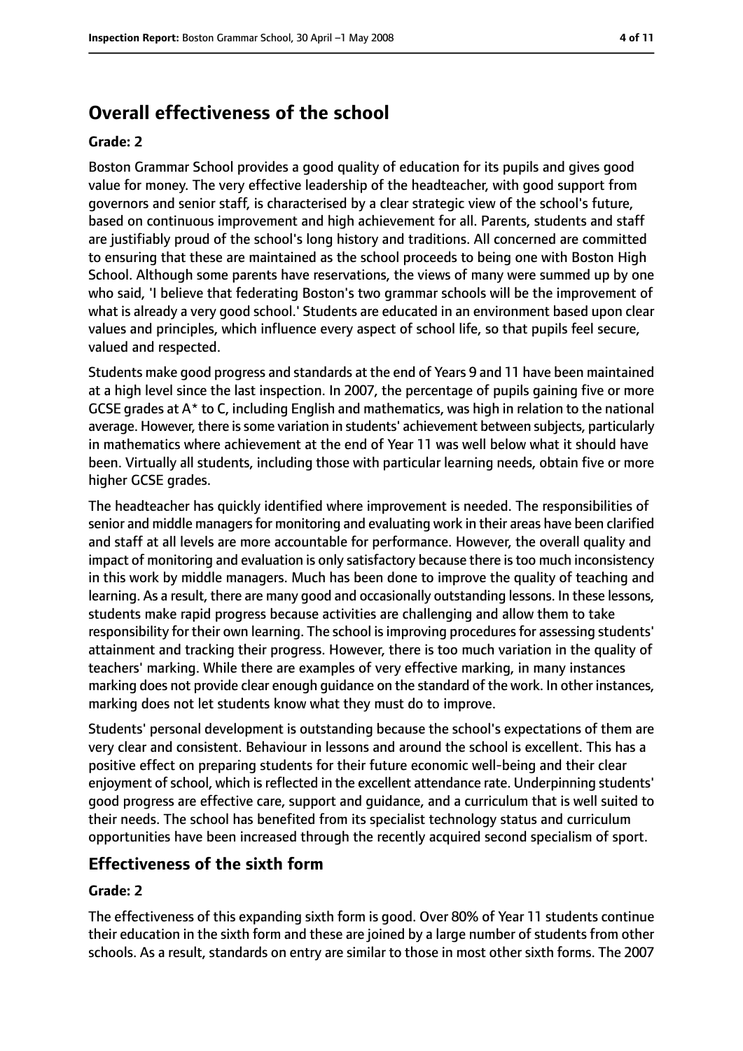## Overall effectiveness of the school

### Grade: 2

Boston Grammar School provides a good quality of education for its pupils and gives good value for money. The very effective leadership of the headteacher, with good support from governors and senior staff, is characterised by a clear strategic view of the school's future, based on continuous improvement and high achievement for all. Parents, students and staff are justifiably proud of the school's long history and traditions. All concerned are committed to ensuring that these are maintained as the school proceeds to being one with Boston High School. Although some parents have reservations, the views of many were summed up by one who said, 'I believe that federating Boston's two grammar schools will be the improvement of what is already a very good school.' Students are educated in an environment based upon clear values and principles, which influence every aspect of school life, so that pupils feel secure, valued and respected.

Students make good progress and standards at the end of Years 9 and 11 have been maintained at a high level since the last inspection. In 2007, the percentage of pupils gaining five or more GCSE grades at A* to C, including English and mathematics, was high in relation to the national average. However, there is some variation in students' achievement between subjects, particularly in mathematics where achievement at the end of Year 11 was well below what it should have been. Virtually all students, including those with particular learning needs, obtain five or more higher GCSE grades.

The headteacher has quickly identified where improvement is needed. The responsibilities of senior and middle managers for monitoring and evaluating work in their areas have been clarified and staff at all levels are more accountable for performance. However, the overall quality and impact of monitoring and evaluation is only satisfactory because there is too much inconsistency in this work by middle managers. Much has been done to improve the quality of teaching and learning. As a result, there are many good and occasionally outstanding lessons. In these lessons, students make rapid progress because activities are challenging and allow them to take responsibility for their own learning. The school is improving procedures for assessing students' attainment and tracking their progress. However, there is too much variation in the quality of teachers' marking. While there are examples of very effective marking, in many instances marking does not provide clear enough guidance on the standard of the work. In other instances, marking does not let students know what they must do to improve.

Students' personal development is outstanding because the school's expectations of them are very clear and consistent. Behaviour in lessons and around the school is excellent. This has a positive effect on preparing students for their future economic well-being and their clear enjoyment of school, which is reflected in the excellent attendance rate. Underpinning students' good progress are effective care, support and guidance, and a curriculum that is well suited to their needs. The school has benefited from its specialist technology status and curriculum opportunities have been increased through the recently acquired second specialism of sport.

## Effectiveness of the sixth form

### Grade: 2

The effectiveness of this expanding sixth form is good. Over 80% of Year 11 students continue their education in the sixth form and these are joined by a large number of students from other schools. As a result, standards on entry are similar to those in most other sixth forms. The 2007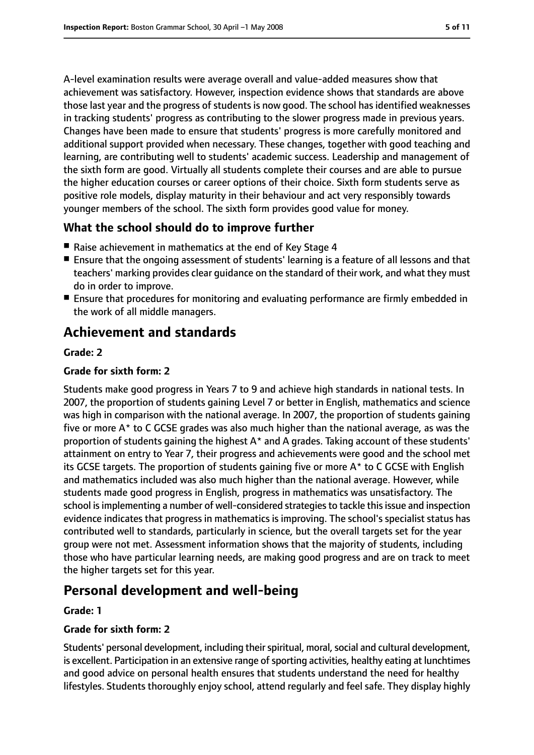A-level examination results were average overall and value-added measures show that achievement was satisfactory. However, inspection evidence shows that standards are above those last year and the progress of students is now good. The school has identified weaknesses in tracking students' progress as contributing to the slower progress made in previous years. Changes have been made to ensure that students' progress is more carefully monitored and additional support provided when necessary. These changes, together with good teaching and learning, are contributing well to students' academic success. Leadership and management of the sixth form are good. Virtually all students complete their courses and are able to pursue the higher education courses or career options of their choice. Sixth form students serve as positive role models, display maturity in their behaviour and act very responsibly towards younger members of the school. The sixth form provides good value for money.

### What the school should do to improve further

- Raise achievement in mathematics at the end of Key Stage 4
- Ensure that the ongoing assessment of students' learning is a feature of all lessons and that teachers' marking provides clear guidance on the standard of their work, and what they must do in order to improve.
- Ensure that procedures for monitoring and evaluating performance are firmly embedded in the work of all middle managers.

## Achievement and standards

#### Grade: 2

#### Grade for sixth form: 2

Students make good progress in Years 7 to 9 and achieve high standards in national tests. In 2007, the proportion of students gaining Level 7 or better in English, mathematics and science was high in comparison with the national average. In 2007, the proportion of students gaining five or more A* to C GCSE grades was also much higher than the national average, as was the proportion of students gaining the highest A* and A grades. Taking account of these students' attainment on entry to Year 7, their progress and achievements were good and the school met its GCSE targets. The proportion of students gaining five or more A* to C GCSE with English and mathematics included was also much higher than the national average. However, while students made good progress in English, progress in mathematics was unsatisfactory. The school is implementing a number of well-considered strategies to tackle this issue and inspection evidence indicates that progress in mathematics is improving. The school's specialist status has contributed well to standards, particularly in science, but the overall targets set for the year group were not met. Assessment information shows that the majority of students, including those who have particular learning needs, are making good progress and are on track to meet the higher targets set for this year.

## Personal development and well-being

#### Grade: 1

#### Grade for sixth form: 2

Students' personal development, including their spiritual, moral, social and cultural development, is excellent. Participation in an extensive range of sporting activities, healthy eating at lunchtimes and good advice on personal health ensures that students understand the need for healthy lifestyles. Students thoroughly enjoy school, attend regularly and feel safe. They display highly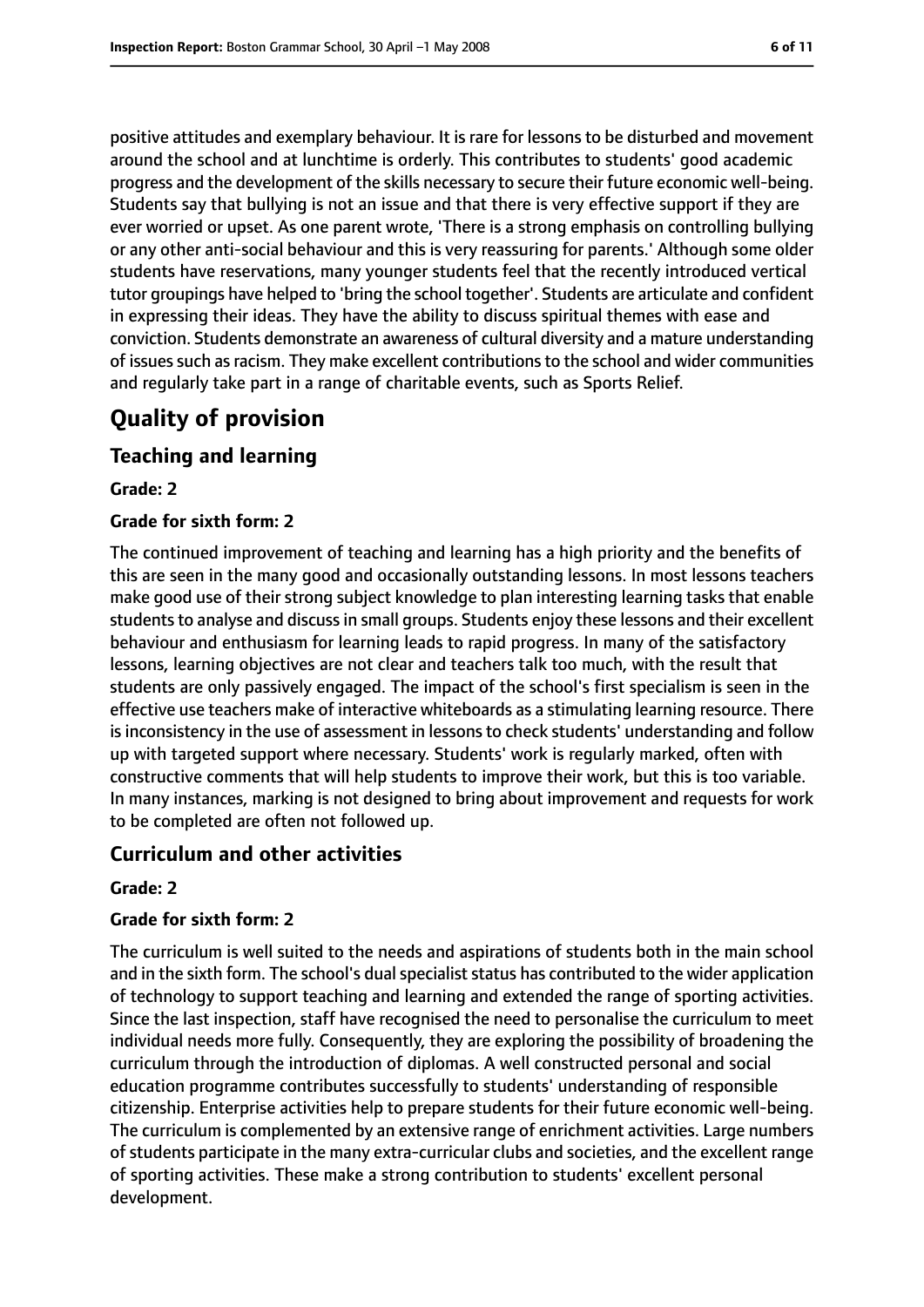positive attitudes and exemplary behaviour. It is rare for lessons to be disturbed and movement around the school and at lunchtime is orderly. This contributes to students' good academic progress and the development of the skills necessary to secure their future economic well-being. Students say that bullying is not an issue and that there is very effective support if they are ever worried or upset. As one parent wrote, 'There is a strong emphasis on controlling bullying or any other anti-social behaviour and this is very reassuring for parents.' Although some older students have reservations, many younger students feel that the recently introduced vertical tutor groupings have helped to 'bring the school together'. Students are articulate and confident in expressing their ideas. They have the ability to discuss spiritual themes with ease and conviction. Students demonstrate an awareness of cultural diversity and a mature understanding of issues such as racism. They make excellent contributions to the school and wider communities and regularly take part in a range of charitable events, such as Sports Relief.

# Quality of provision

## Teaching and learning

**Grade: 2**

**Grade for sixth form: 2**

The continued improvement of teaching and learning has a high priority and the benefits of this are seen in the many good and occasionally outstanding lessons. In most lessons teachers make good use of their strong subject knowledge to plan interesting learning tasks that enable students to analyse and discuss in small groups. Students enjoy these lessons and their excellent behaviour and enthusiasm for learning leads to rapid progress. In many of the satisfactory lessons, learning objectives are not clear and teachers talk too much, with the result that students are only passively engaged. The impact of the school's first specialism is seen in the effective use teachers make of interactive whiteboards as a stimulating learning resource. There is inconsistency in the use of assessment in lessons to check students' understanding and follow up with targeted support where necessary. Students' work is regularly marked, often with constructive comments that will help students to improve their work, but this is too variable. In many instances, marking is not designed to bring about improvement and requests for work to be completed are often not followed up.

## Curriculum and other activities

**Grade: 2**

**Grade for sixth form: 2**

The curriculum is well suited to the needs and aspirations of students both in the main school and in the sixth form. The school's dual specialist status has contributed to the wider application of technology to support teaching and learning and extended the range of sporting activities. Since the last inspection, staff have recognised the need to personalise the curriculum to meet individual needs more fully. Consequently, they are exploring the possibility of broadening the curriculum through the introduction of diplomas. A well constructed personal and social education programme contributes successfully to students' understanding of responsible citizenship. Enterprise activities help to prepare students for their future economic well-being. The curriculum is complemented by an extensive range of enrichment activities. Large numbers of students participate in the many extra-curricular clubs and societies, and the excellent range of sporting activities. These make a strong contribution to students' excellent personal development.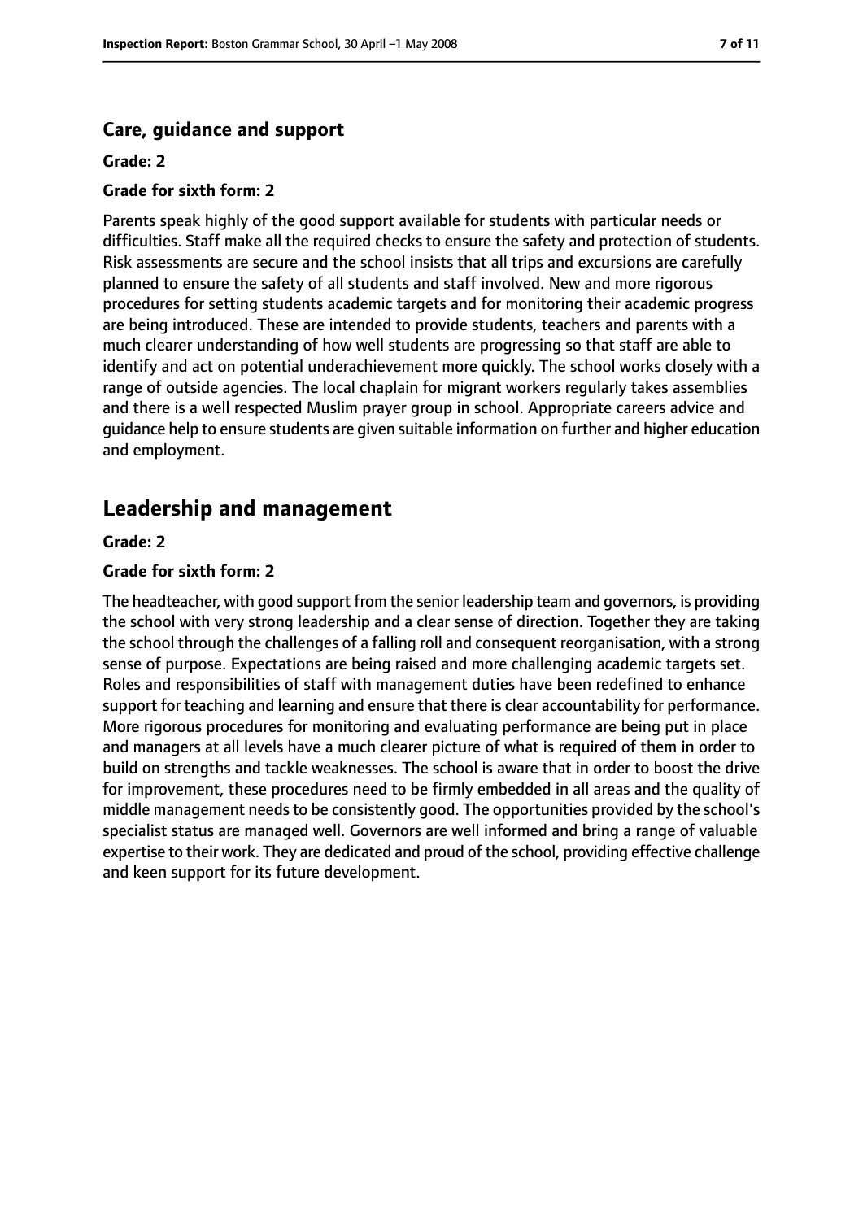### Care, guidance and support

**Grade: 2**

**Grade for sixth form: 2**

Parents speak highly of the good support available for students with particular needs or difficulties. Staff make all the required checks to ensure the safety and protection of students. Risk assessments are secure and the school insists that all trips and excursions are carefully planned to ensure the safety of all students and staff involved. New and more rigorous procedures for setting students academic targets and for monitoring their academic progress are being introduced. These are intended to provide students, teachers and parents with a much clearer understanding of how well students are progressing so that staff are able to identify and act on potential underachievement more quickly. The school works closely with a range of outside agencies. The local chaplain for migrant workers regularly takes assemblies and there is a well respected Muslim prayer group in school. Appropriate careers advice and guidance help to ensure students are given suitable information on further and higher education and employment.

## Leadership and management

**Grade: 2**

**Grade for sixth form: 2**

The headteacher, with good support from the senior leadership team and governors, is providing the school with very strong leadership and a clear sense of direction. Together they are taking the school through the challenges of a falling roll and consequent reorganisation, with a strong sense of purpose. Expectations are being raised and more challenging academic targets set. Roles and responsibilities of staff with management duties have been redefined to enhance support for teaching and learning and ensure that there is clear accountability for performance. More rigorous procedures for monitoring and evaluating performance are being put in place and managers at all levels have a much clearer picture of what is required of them in order to build on strengths and tackle weaknesses. The school is aware that in order to boost the drive for improvement, these procedures need to be firmly embedded in all areas and the quality of middle management needs to be consistently good. The opportunities provided by the school's specialist status are managed well. Governors are well informed and bring a range of valuable expertise to their work. They are dedicated and proud of the school, providing effective challenge and keen support for its future development.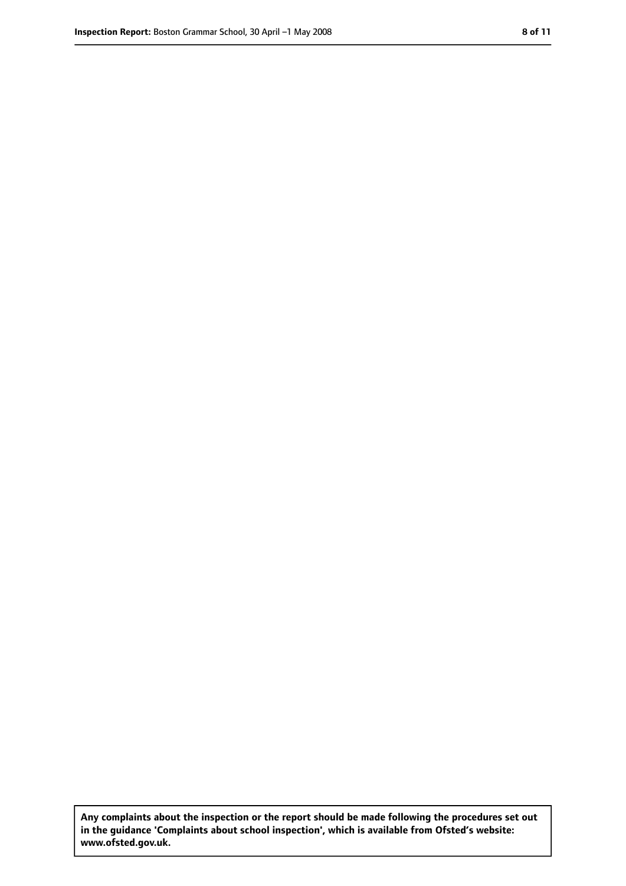**Any complaints about the inspection or the report should be made following the procedures set out in the guidance 'Complaints about school inspection', which is available from Ofsted's website: www.ofsted.gov.uk.**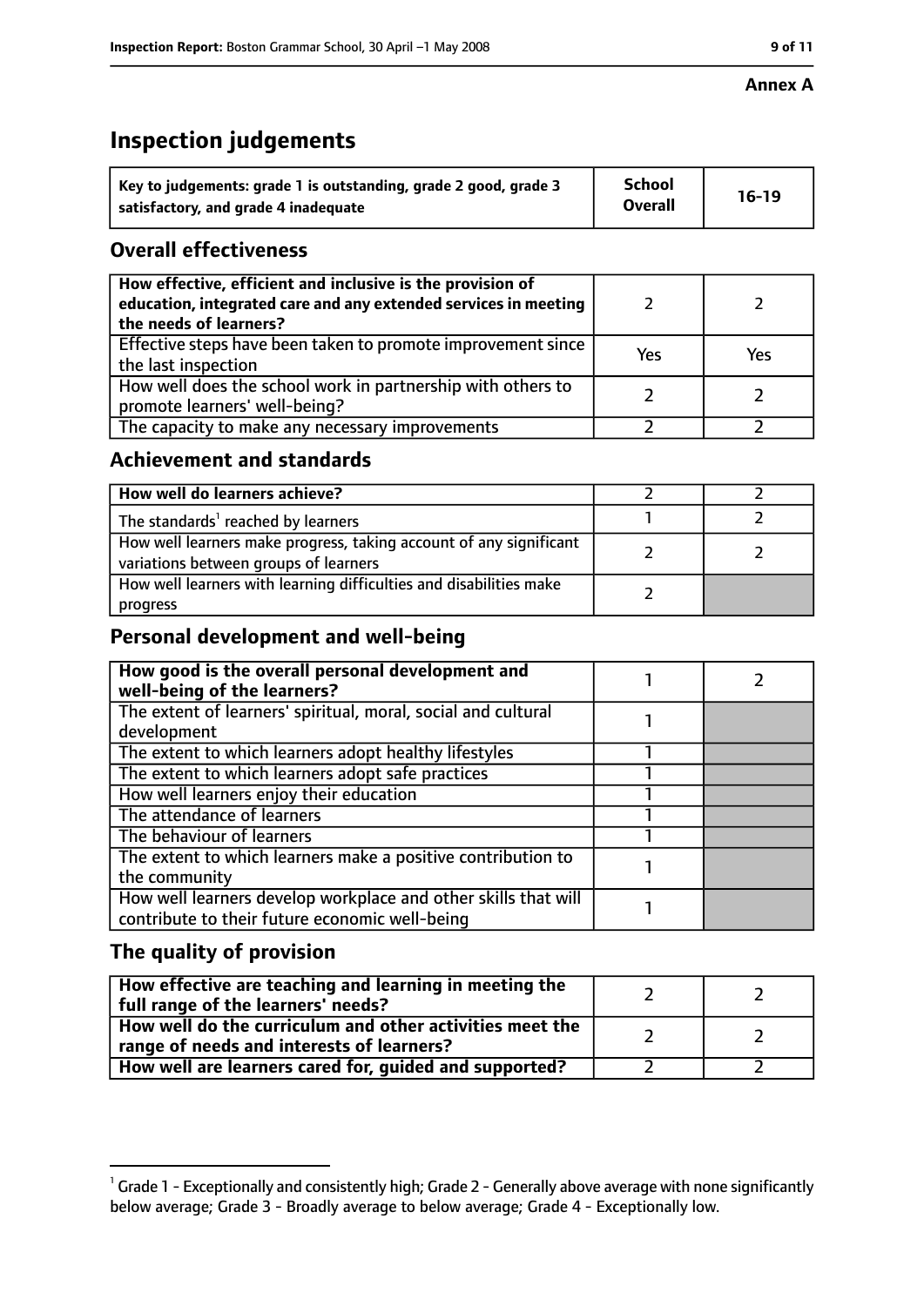**Annex A**

# Inspection judgements

| Key to judgements: grade 1 is outstanding, grade 2 good, grade 3 satisfactory, and grade 4 inadequate | School Overall | 16-19 |
|---|---|---|

## Overall effectiveness

| | | |
|---|---|---|
| How effective, efficient and inclusive is the provision of education, integrated care and any extended services in meeting the needs of learners? | 2 | 2 |
| Effective steps have been taken to promote improvement since the last inspection | Yes | Yes |
| How well does the school work in partnership with others to promote learners' well-being? | 2 | 2 |
| The capacity to make any necessary improvements | 2 | 2 |

## Achievement and standards

| | | |
|---|---|---|
| How well do learners achieve? | 2 | 2 |
| The standards[1] reached by learners | 1 | 2 |
| How well learners make progress, taking account of any significant variations between groups of learners | 2 | 2 |
| How well learners with learning difficulties and disabilities make progress | 2 | |

## Personal development and well-being

| | | |
|---|---|---|
| How good is the overall personal development and well-being of the learners? | 1 | 2 |
| The extent of learners' spiritual, moral, social and cultural development | 1 | |
| The extent to which learners adopt healthy lifestyles | 1 | |
| The extent to which learners adopt safe practices | 1 | |
| How well learners enjoy their education | 1 | |
| The attendance of learners | 1 | |
| The behaviour of learners | 1 | |
| The extent to which learners make a positive contribution to the community | 1 | |
| How well learners develop workplace and other skills that will contribute to their future economic well-being | 1 | |

## The quality of provision

| | | |
|---|---|---|
| How effective are teaching and learning in meeting the full range of the learners' needs? | 2 | 2 |
| How well do the curriculum and other activities meet the range of needs and interests of learners? | 2 | 2 |
| How well are learners cared for, guided and supported? | 2 | 2 |

[1] Grade 1 - Exceptionally and consistently high; Grade 2 - Generally above average with none significantly below average; Grade 3 - Broadly average to below average; Grade 4 - Exceptionally low.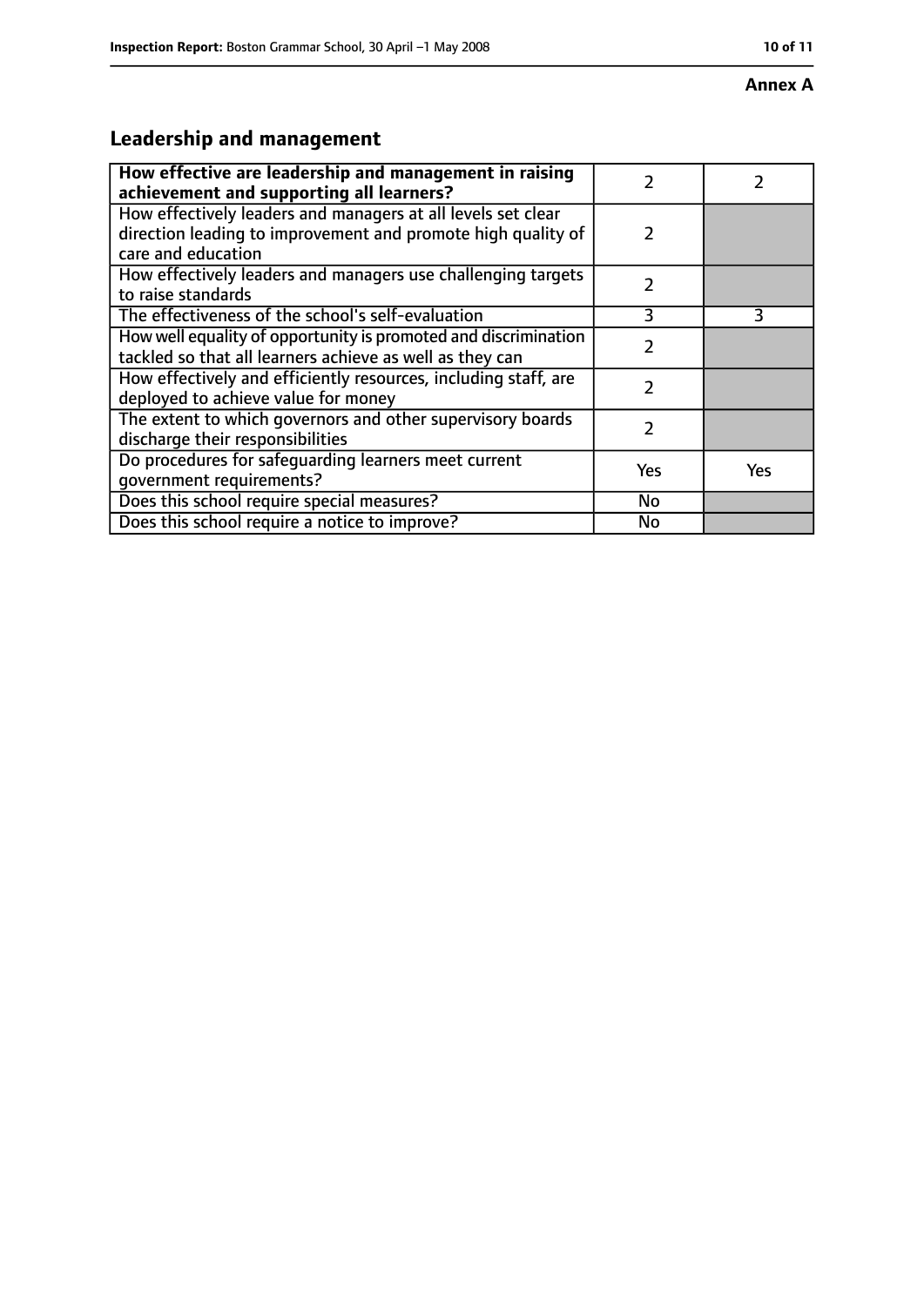**Annex A**

## Leadership and management

| How effective are leadership and management in raising achievement and supporting all learners? | 2 | 2 |
|---|---|---|
| How effectively leaders and managers at all levels set clear direction leading to improvement and promote high quality of care and education | 2 | |
| How effectively leaders and managers use challenging targets to raise standards | 2 | |
| The effectiveness of the school's self-evaluation | 3 | 3 |
| How well equality of opportunity is promoted and discrimination tackled so that all learners achieve as well as they can | 2 | |
| How effectively and efficiently resources, including staff, are deployed to achieve value for money | 2 | |
| The extent to which governors and other supervisory boards discharge their responsibilities | 2 | |
| Do procedures for safeguarding learners meet current government requirements? | Yes | Yes |
| Does this school require special measures? | No | |
| Does this school require a notice to improve? | No | |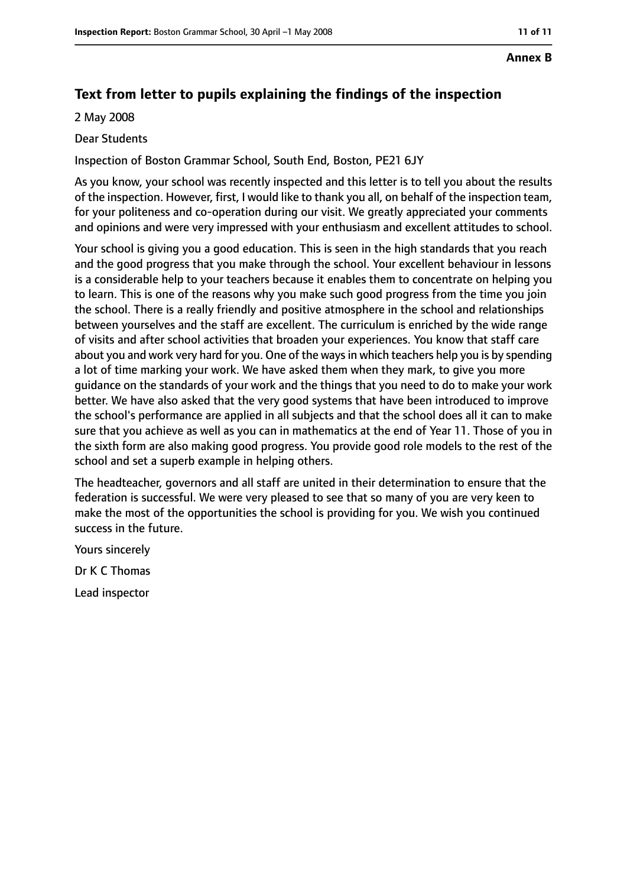**Annex B**

## Text from letter to pupils explaining the findings of the inspection

2 May 2008

Dear Students

Inspection of Boston Grammar School, South End, Boston, PE21 6JY

As you know, your school was recently inspected and this letter is to tell you about the results of the inspection. However, first, I would like to thank you all, on behalf of the inspection team, for your politeness and co-operation during our visit. We greatly appreciated your comments and opinions and were very impressed with your enthusiasm and excellent attitudes to school.

Your school is giving you a good education. This is seen in the high standards that you reach and the good progress that you make through the school. Your excellent behaviour in lessons is a considerable help to your teachers because it enables them to concentrate on helping you to learn. This is one of the reasons why you make such good progress from the time you join the school. There is a really friendly and positive atmosphere in the school and relationships between yourselves and the staff are excellent. The curriculum is enriched by the wide range of visits and after school activities that broaden your experiences. You know that staff care about you and work very hard for you. One of the ways in which teachers help you is by spending a lot of time marking your work. We have asked them when they mark, to give you more guidance on the standards of your work and the things that you need to do to make your work better. We have also asked that the very good systems that have been introduced to improve the school's performance are applied in all subjects and that the school does all it can to make sure that you achieve as well as you can in mathematics at the end of Year 11. Those of you in the sixth form are also making good progress. You provide good role models to the rest of the school and set a superb example in helping others.

The headteacher, governors and all staff are united in their determination to ensure that the federation is successful. We were very pleased to see that so many of you are very keen to make the most of the opportunities the school is providing for you. We wish you continued success in the future.

Yours sincerely

Dr K C Thomas

Lead inspector